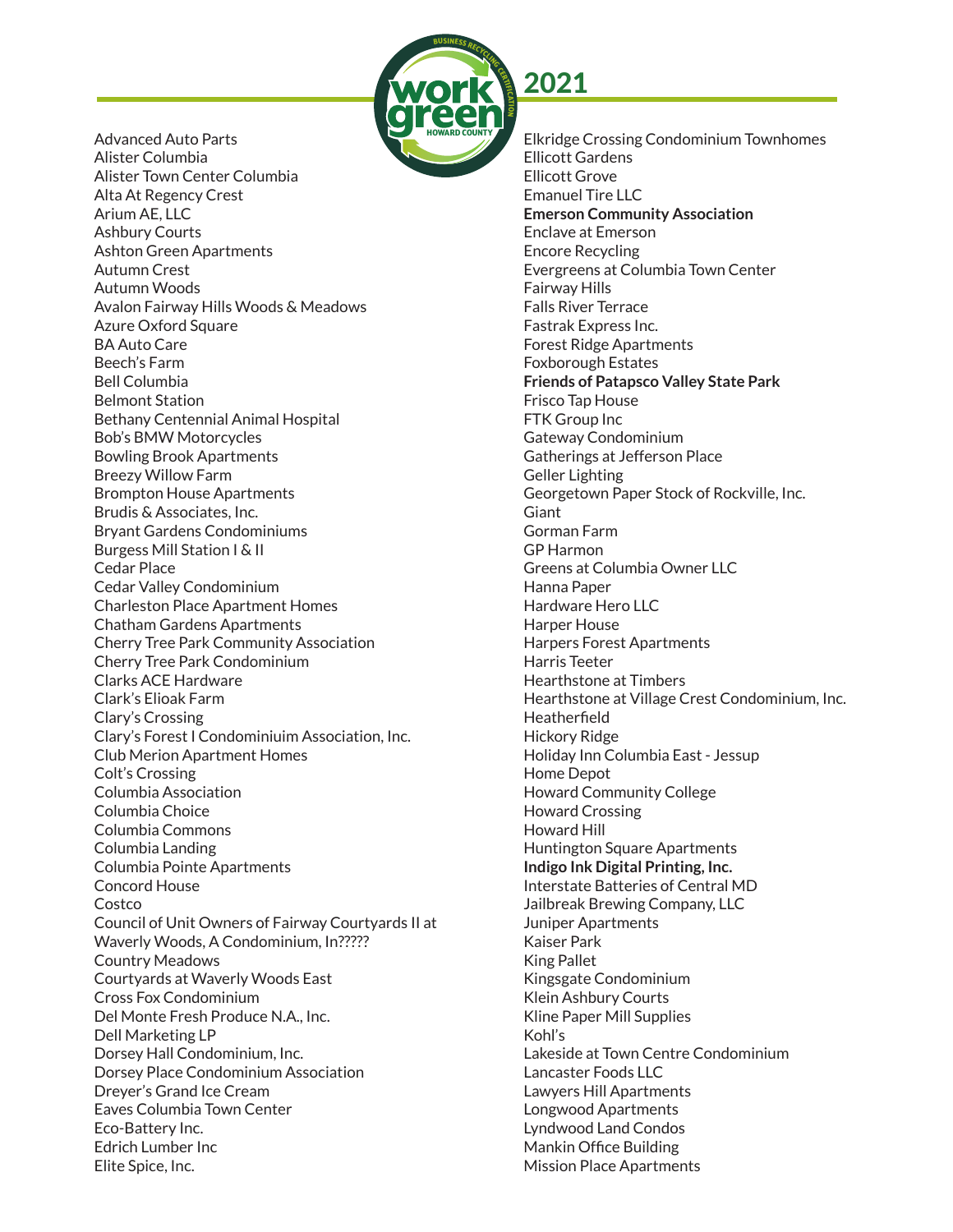# 2021

work green — Business Recycling Certification — Howard County

Advanced Auto Parts
Alister Columbia
Alister Town Center Columbia
Alta At Regency Crest
Arium AE, LLC
Ashbury Courts
Ashton Green Apartments
Autumn Crest
Autumn Woods
Avalon Fairway Hills Woods & Meadows
Azure Oxford Square
BA Auto Care
Beech's Farm
Bell Columbia
Belmont Station
Bethany Centennial Animal Hospital
Bob's BMW Motorcycles
Bowling Brook Apartments
Breezy Willow Farm
Brompton House Apartments
Brudis & Associates, Inc.
Bryant Gardens Condominiums
Burgess Mill Station I & II
Cedar Place
Cedar Valley Condominium
Charleston Place Apartment Homes
Chatham Gardens Apartments
Cherry Tree Park Community Association
Cherry Tree Park Condominium
Clarks ACE Hardware
Clark's Elioak Farm
Clary's Crossing
Clary's Forest I Condominiuim Association, Inc.
Club Merion Apartment Homes
Colt's Crossing
Columbia Association
Columbia Choice
Columbia Commons
Columbia Landing
Columbia Pointe Apartments
Concord House
Costco
Council of Unit Owners of Fairway Courtyards II at Waverly Woods, A Condominium, In?????
Country Meadows
Courtyards at Waverly Woods East
Cross Fox Condominium
Del Monte Fresh Produce N.A., Inc.
Dell Marketing LP
Dorsey Hall Condominium, Inc.
Dorsey Place Condominium Association
Dreyer's Grand Ice Cream
Eaves Columbia Town Center
Eco-Battery Inc.
Edrich Lumber Inc
Elite Spice, Inc.
Elkridge Crossing Condominium Townhomes
Ellicott Gardens
Ellicott Grove
Emanuel Tire LLC
**Emerson Community Association**
Enclave at Emerson
Encore Recycling
Evergreens at Columbia Town Center
Fairway Hills
Falls River Terrace
Fastrak Express Inc.
Forest Ridge Apartments
Foxborough Estates
**Friends of Patapsco Valley State Park**
Frisco Tap House
FTK Group Inc
Gateway Condominium
Gatherings at Jefferson Place
Geller Lighting
Georgetown Paper Stock of Rockville, Inc.
Giant
Gorman Farm
GP Harmon
Greens at Columbia Owner LLC
Hanna Paper
Hardware Hero LLC
Harper House
Harpers Forest Apartments
Harris Teeter
Hearthstone at Timbers
Hearthstone at Village Crest Condominium, Inc.
Heatherfield
Hickory Ridge
Holiday Inn Columbia East - Jessup
Home Depot
Howard Community College
Howard Crossing
Howard Hill
Huntington Square Apartments
**Indigo Ink Digital Printing, Inc.**
Interstate Batteries of Central MD
Jailbreak Brewing Company, LLC
Juniper Apartments
Kaiser Park
King Pallet
Kingsgate Condominium
Klein Ashbury Courts
Kline Paper Mill Supplies
Kohl's
Lakeside at Town Centre Condominium
Lancaster Foods LLC
Lawyers Hill Apartments
Longwood Apartments
Lyndwood Land Condos
Mankin Office Building
Mission Place Apartments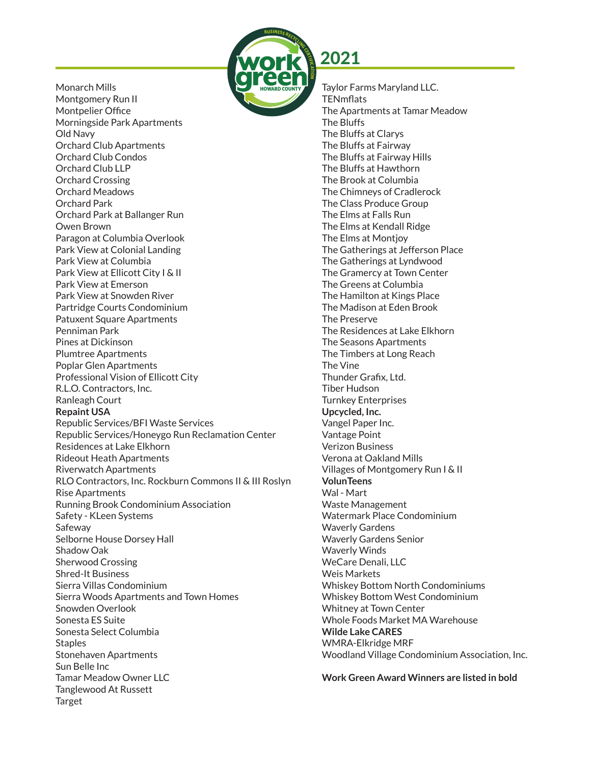## 2021

Monarch Mills
Montgomery Run II
Montpelier Office
Morningside Park Apartments
Old Navy
Orchard Club Apartments
Orchard Club Condos
Orchard Club LLP
Orchard Crossing
Orchard Meadows
Orchard Park
Orchard Park at Ballanger Run
Owen Brown
Paragon at Columbia Overlook
Park View at Colonial Landing
Park View at Columbia
Park View at Ellicott City I & II
Park View at Emerson
Park View at Snowden River
Partridge Courts Condominium
Patuxent Square Apartments
Penniman Park
Pines at Dickinson
Plumtree Apartments
Poplar Glen Apartments
Professional Vision of Ellicott City
R.L.O. Contractors, Inc.
Ranleagh Court
**Repaint USA**
Republic Services/BFI Waste Services
Republic Services/Honeygo Run Reclamation Center
Residences at Lake Elkhorn
Rideout Heath Apartments
Riverwatch Apartments
RLO Contractors, Inc. Rockburn Commons II & III Roslyn
Rise Apartments
Running Brook Condominium Association
Safety - KLeen Systems
Safeway
Selborne House Dorsey Hall
Shadow Oak
Sherwood Crossing
Shred-It Business
Sierra Villas Condominium
Sierra Woods Apartments and Town Homes
Snowden Overlook
Sonesta ES Suite
Sonesta Select Columbia
Staples
Stonehaven Apartments
Sun Belle Inc
Tamar Meadow Owner LLC
Tanglewood At Russett
Target
Taylor Farms Maryland LLC.
TENmflats
The Apartments at Tamar Meadow
The Bluffs
The Bluffs at Clarys
The Bluffs at Fairway
The Bluffs at Fairway Hills
The Bluffs at Hawthorn
The Brook at Columbia
The Chimneys of Cradlerock
The Class Produce Group
The Elms at Falls Run
The Elms at Kendall Ridge
The Elms at Montjoy
The Gatherings at Jefferson Place
The Gatherings at Lyndwood
The Gramercy at Town Center
The Greens at Columbia
The Hamilton at Kings Place
The Madison at Eden Brook
The Preserve
The Residences at Lake Elkhorn
The Seasons Apartments
The Timbers at Long Reach
The Vine
Thunder Grafix, Ltd.
Tiber Hudson
Turnkey Enterprises
**Upcycled, Inc.**
Vangel Paper Inc.
Vantage Point
Verizon Business
Verona at Oakland Mills
Villages of Montgomery Run I & II
**VolunTeens**
Wal - Mart
Waste Management
Watermark Place Condominium
Waverly Gardens
Waverly Gardens Senior
Waverly Winds
WeCare Denali, LLC
Weis Markets
Whiskey Bottom North Condominiums
Whiskey Bottom West Condominium
Whitney at Town Center
Whole Foods Market MA Warehouse
**Wilde Lake CARES**
WMRA-Elkridge MRF
Woodland Village Condominium Association, Inc.

**Work Green Award Winners are listed in bold**